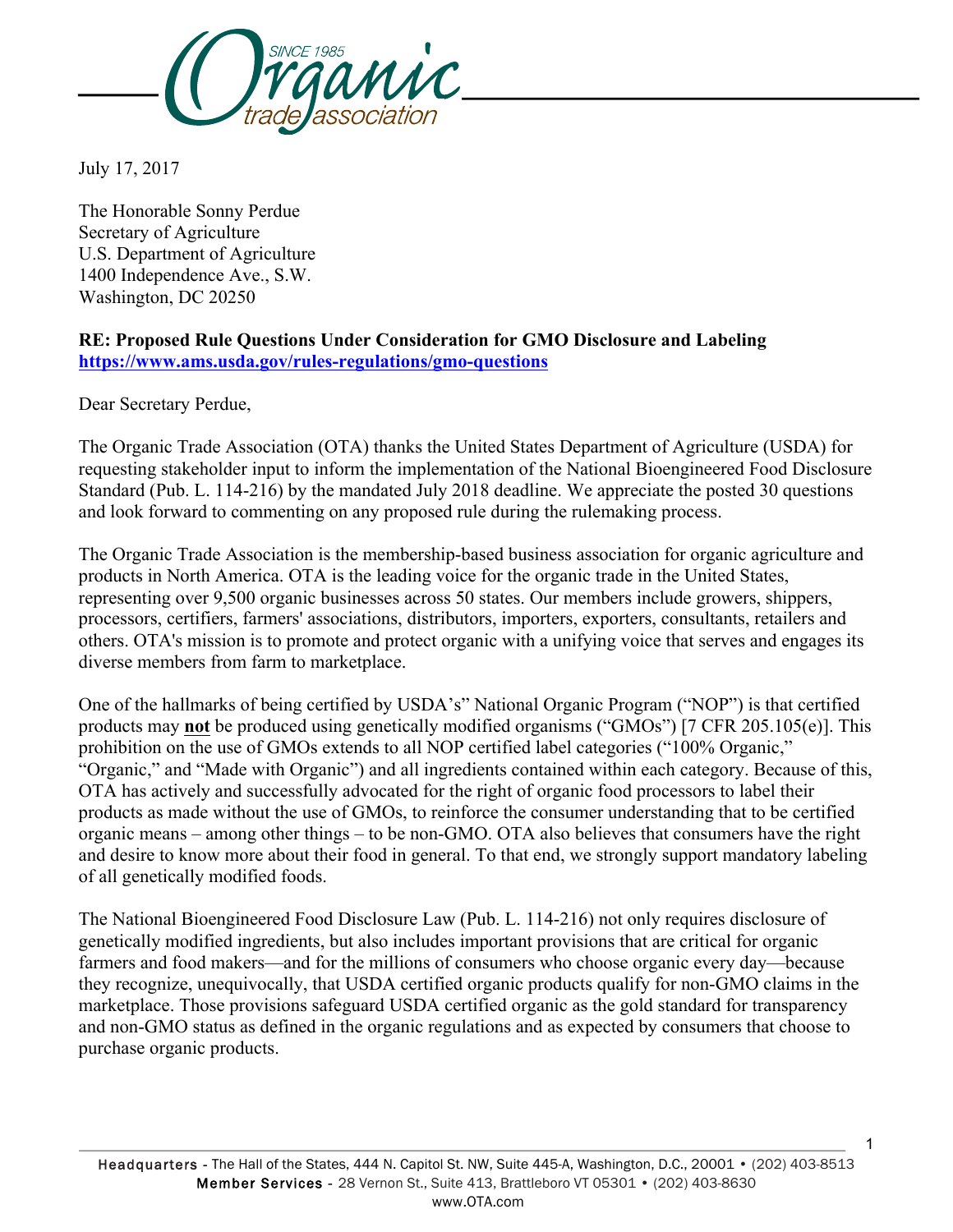July 17, 2017

The Honorable Sonny Perdue
Secretary of Agriculture
U.S. Department of Agriculture
1400 Independence Ave., S.W.
Washington, DC 20250

**RE: Proposed Rule Questions Under Consideration for GMO Disclosure and Labeling**
**https://www.ams.usda.gov/rules-regulations/gmo-questions**

Dear Secretary Perdue,

The Organic Trade Association (OTA) thanks the United States Department of Agriculture (USDA) for requesting stakeholder input to inform the implementation of the National Bioengineered Food Disclosure Standard (Pub. L. 114-216) by the mandated July 2018 deadline. We appreciate the posted 30 questions and look forward to commenting on any proposed rule during the rulemaking process.

The Organic Trade Association is the membership-based business association for organic agriculture and products in North America. OTA is the leading voice for the organic trade in the United States, representing over 9,500 organic businesses across 50 states. Our members include growers, shippers, processors, certifiers, farmers' associations, distributors, importers, exporters, consultants, retailers and others. OTA's mission is to promote and protect organic with a unifying voice that serves and engages its diverse members from farm to marketplace.

One of the hallmarks of being certified by USDA's" National Organic Program ("NOP") is that certified products may **not** be produced using genetically modified organisms ("GMOs") [7 CFR 205.105(e)]. This prohibition on the use of GMOs extends to all NOP certified label categories ("100% Organic," "Organic," and "Made with Organic") and all ingredients contained within each category. Because of this, OTA has actively and successfully advocated for the right of organic food processors to label their products as made without the use of GMOs, to reinforce the consumer understanding that to be certified organic means – among other things – to be non-GMO. OTA also believes that consumers have the right and desire to know more about their food in general. To that end, we strongly support mandatory labeling of all genetically modified foods.

The National Bioengineered Food Disclosure Law (Pub. L. 114-216) not only requires disclosure of genetically modified ingredients, but also includes important provisions that are critical for organic farmers and food makers—and for the millions of consumers who choose organic every day—because they recognize, unequivocally, that USDA certified organic products qualify for non-GMO claims in the marketplace. Those provisions safeguard USDA certified organic as the gold standard for transparency and non-GMO status as defined in the organic regulations and as expected by consumers that choose to purchase organic products.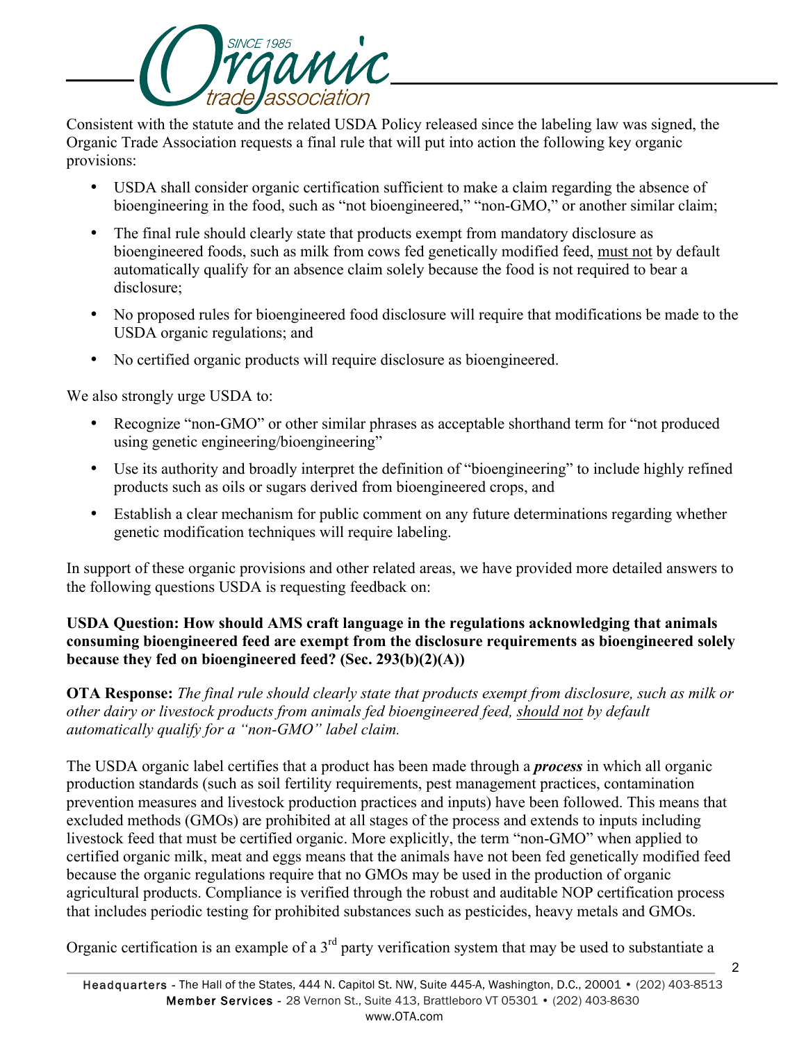Consistent with the statute and the related USDA Policy released since the labeling law was signed, the Organic Trade Association requests a final rule that will put into action the following key organic provisions:

- USDA shall consider organic certification sufficient to make a claim regarding the absence of bioengineering in the food, such as "not bioengineered," "non-GMO," or another similar claim;
- The final rule should clearly state that products exempt from mandatory disclosure as bioengineered foods, such as milk from cows fed genetically modified feed, <u>must not</u> by default automatically qualify for an absence claim solely because the food is not required to bear a disclosure;
- No proposed rules for bioengineered food disclosure will require that modifications be made to the USDA organic regulations; and
- No certified organic products will require disclosure as bioengineered.

We also strongly urge USDA to:

- Recognize "non-GMO" or other similar phrases as acceptable shorthand term for "not produced using genetic engineering/bioengineering"
- Use its authority and broadly interpret the definition of "bioengineering" to include highly refined products such as oils or sugars derived from bioengineered crops, and
- Establish a clear mechanism for public comment on any future determinations regarding whether genetic modification techniques will require labeling.

In support of these organic provisions and other related areas, we have provided more detailed answers to the following questions USDA is requesting feedback on:

**USDA Question: How should AMS craft language in the regulations acknowledging that animals consuming bioengineered feed are exempt from the disclosure requirements as bioengineered solely because they fed on bioengineered feed? (Sec. 293(b)(2)(A))**

**OTA Response:** *The final rule should clearly state that products exempt from disclosure, such as milk or other dairy or livestock products from animals fed bioengineered feed, <u>should not</u> by default automatically qualify for a "non-GMO" label claim.*

The USDA organic label certifies that a product has been made through a ***process*** in which all organic production standards (such as soil fertility requirements, pest management practices, contamination prevention measures and livestock production practices and inputs) have been followed. This means that excluded methods (GMOs) are prohibited at all stages of the process and extends to inputs including livestock feed that must be certified organic. More explicitly, the term "non-GMO" when applied to certified organic milk, meat and eggs means that the animals have not been fed genetically modified feed because the organic regulations require that no GMOs may be used in the production of organic agricultural products. Compliance is verified through the robust and auditable NOP certification process that includes periodic testing for prohibited substances such as pesticides, heavy metals and GMOs.

Organic certification is an example of a 3rd party verification system that may be used to substantiate a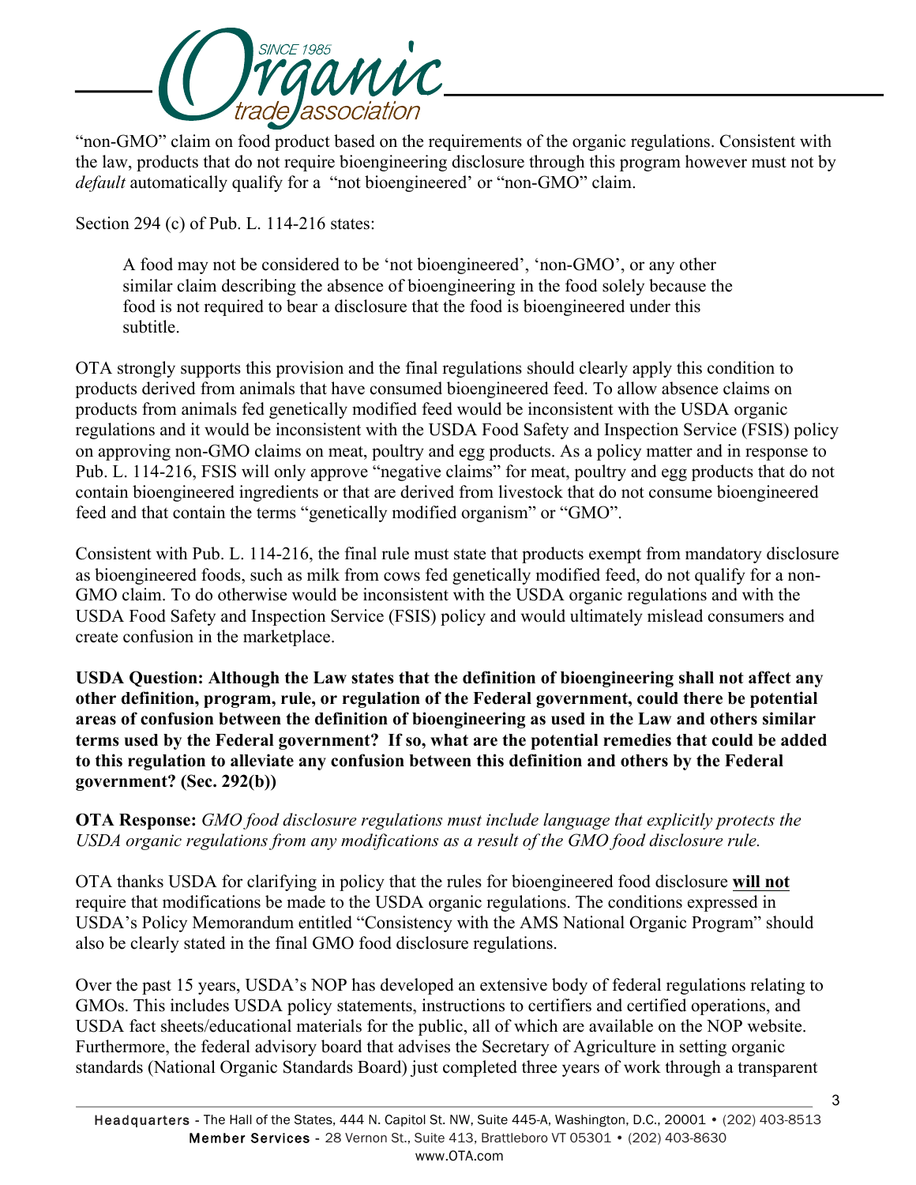"non-GMO" claim on food product based on the requirements of the organic regulations. Consistent with the law, products that do not require bioengineering disclosure through this program however must not by *default* automatically qualify for a "not bioengineered' or "non-GMO" claim.

Section 294 (c) of Pub. L. 114-216 states:

> A food may not be considered to be 'not bioengineered', 'non-GMO', or any other similar claim describing the absence of bioengineering in the food solely because the food is not required to bear a disclosure that the food is bioengineered under this subtitle.

OTA strongly supports this provision and the final regulations should clearly apply this condition to products derived from animals that have consumed bioengineered feed. To allow absence claims on products from animals fed genetically modified feed would be inconsistent with the USDA organic regulations and it would be inconsistent with the USDA Food Safety and Inspection Service (FSIS) policy on approving non-GMO claims on meat, poultry and egg products. As a policy matter and in response to Pub. L. 114-216, FSIS will only approve "negative claims" for meat, poultry and egg products that do not contain bioengineered ingredients or that are derived from livestock that do not consume bioengineered feed and that contain the terms "genetically modified organism" or "GMO".

Consistent with Pub. L. 114-216, the final rule must state that products exempt from mandatory disclosure as bioengineered foods, such as milk from cows fed genetically modified feed, do not qualify for a non-GMO claim. To do otherwise would be inconsistent with the USDA organic regulations and with the USDA Food Safety and Inspection Service (FSIS) policy and would ultimately mislead consumers and create confusion in the marketplace.

**USDA Question: Although the Law states that the definition of bioengineering shall not affect any other definition, program, rule, or regulation of the Federal government, could there be potential areas of confusion between the definition of bioengineering as used in the Law and others similar terms used by the Federal government? If so, what are the potential remedies that could be added to this regulation to alleviate any confusion between this definition and others by the Federal government? (Sec. 292(b))**

**OTA Response:** *GMO food disclosure regulations must include language that explicitly protects the USDA organic regulations from any modifications as a result of the GMO food disclosure rule.*

OTA thanks USDA for clarifying in policy that the rules for bioengineered food disclosure **will not** require that modifications be made to the USDA organic regulations. The conditions expressed in USDA's Policy Memorandum entitled "Consistency with the AMS National Organic Program" should also be clearly stated in the final GMO food disclosure regulations.

Over the past 15 years, USDA's NOP has developed an extensive body of federal regulations relating to GMOs. This includes USDA policy statements, instructions to certifiers and certified operations, and USDA fact sheets/educational materials for the public, all of which are available on the NOP website. Furthermore, the federal advisory board that advises the Secretary of Agriculture in setting organic standards (National Organic Standards Board) just completed three years of work through a transparent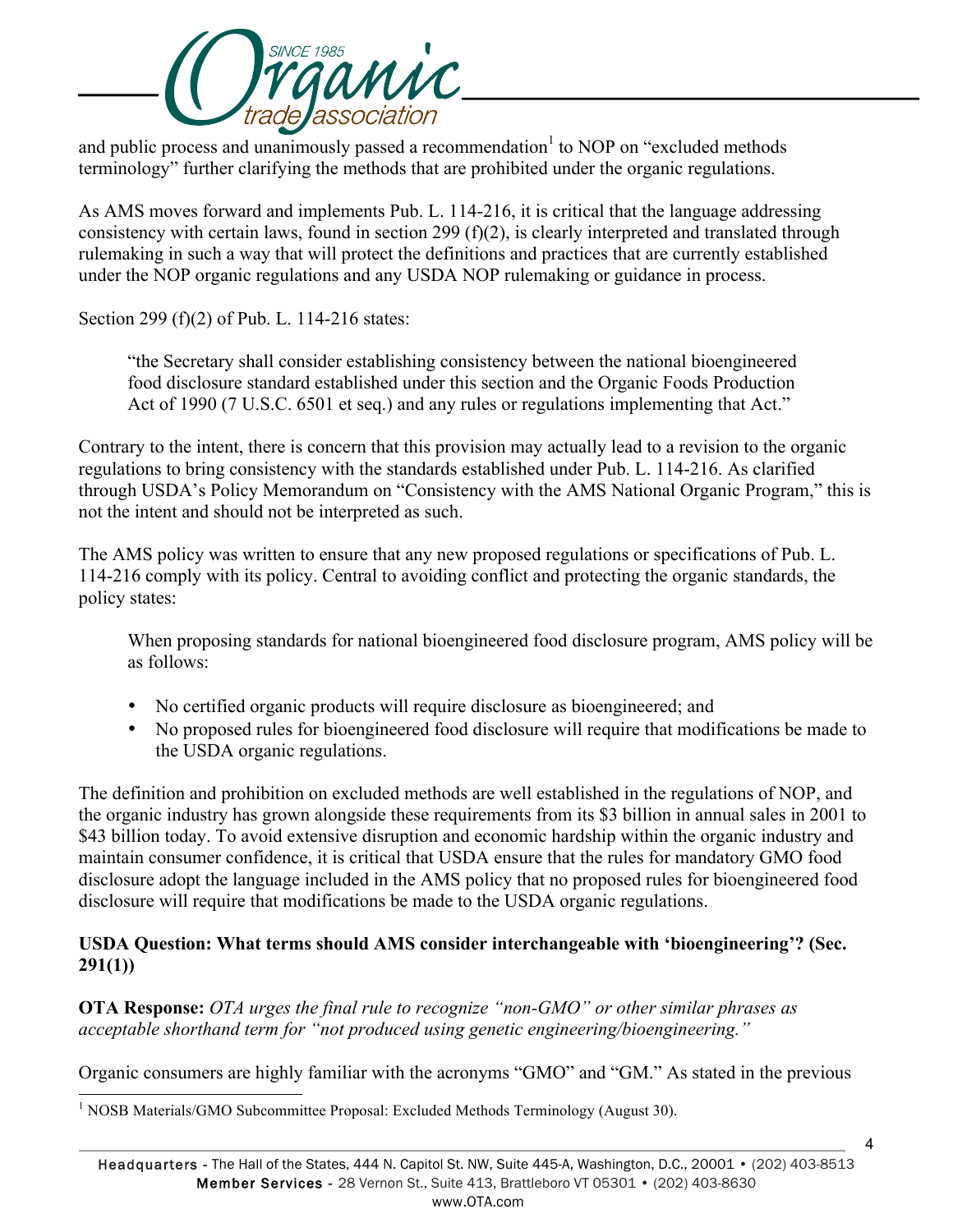and public process and unanimously passed a recommendation[1] to NOP on "excluded methods terminology" further clarifying the methods that are prohibited under the organic regulations.

As AMS moves forward and implements Pub. L. 114-216, it is critical that the language addressing consistency with certain laws, found in section 299 (f)(2), is clearly interpreted and translated through rulemaking in such a way that will protect the definitions and practices that are currently established under the NOP organic regulations and any USDA NOP rulemaking or guidance in process.

Section 299 (f)(2) of Pub. L. 114-216 states:

> "the Secretary shall consider establishing consistency between the national bioengineered food disclosure standard established under this section and the Organic Foods Production Act of 1990 (7 U.S.C. 6501 et seq.) and any rules or regulations implementing that Act."

Contrary to the intent, there is concern that this provision may actually lead to a revision to the organic regulations to bring consistency with the standards established under Pub. L. 114-216. As clarified through USDA's Policy Memorandum on "Consistency with the AMS National Organic Program," this is not the intent and should not be interpreted as such.

The AMS policy was written to ensure that any new proposed regulations or specifications of Pub. L. 114-216 comply with its policy. Central to avoiding conflict and protecting the organic standards, the policy states:

> When proposing standards for national bioengineered food disclosure program, AMS policy will be as follows:
>
> - No certified organic products will require disclosure as bioengineered; and
> - No proposed rules for bioengineered food disclosure will require that modifications be made to the USDA organic regulations.

The definition and prohibition on excluded methods are well established in the regulations of NOP, and the organic industry has grown alongside these requirements from its $3 billion in annual sales in 2001 to $43 billion today. To avoid extensive disruption and economic hardship within the organic industry and maintain consumer confidence, it is critical that USDA ensure that the rules for mandatory GMO food disclosure adopt the language included in the AMS policy that no proposed rules for bioengineered food disclosure will require that modifications be made to the USDA organic regulations.

**USDA Question: What terms should AMS consider interchangeable with 'bioengineering'? (Sec. 291(1))**

**OTA Response:** *OTA urges the final rule to recognize "non-GMO" or other similar phrases as acceptable shorthand term for "not produced using genetic engineering/bioengineering."*

Organic consumers are highly familiar with the acronyms "GMO" and "GM." As stated in the previous

[1] NOSB Materials/GMO Subcommittee Proposal: Excluded Methods Terminology (August 30).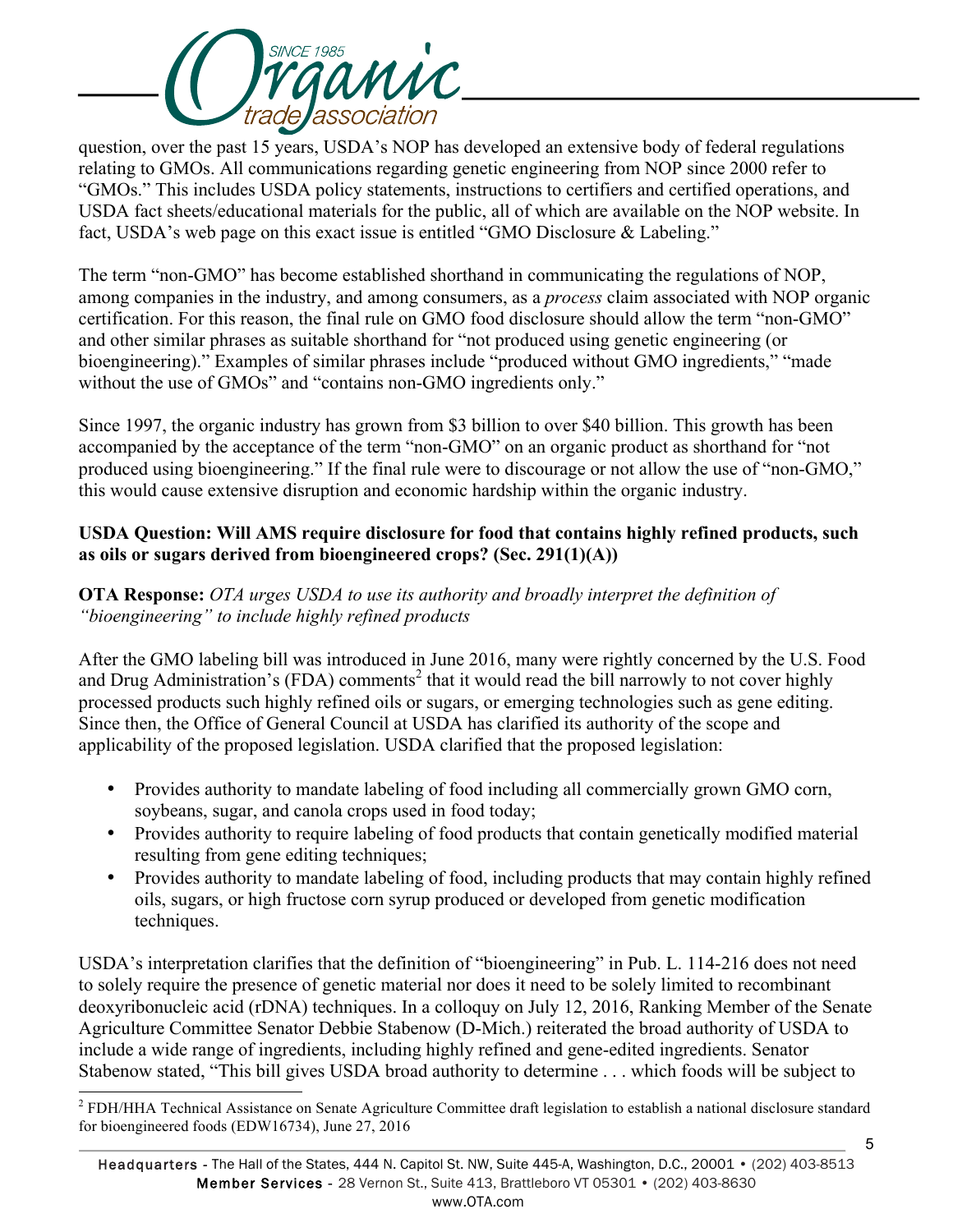question, over the past 15 years, USDA's NOP has developed an extensive body of federal regulations relating to GMOs. All communications regarding genetic engineering from NOP since 2000 refer to "GMOs." This includes USDA policy statements, instructions to certifiers and certified operations, and USDA fact sheets/educational materials for the public, all of which are available on the NOP website. In fact, USDA's web page on this exact issue is entitled "GMO Disclosure & Labeling."

The term "non-GMO" has become established shorthand in communicating the regulations of NOP, among companies in the industry, and among consumers, as a *process* claim associated with NOP organic certification. For this reason, the final rule on GMO food disclosure should allow the term "non-GMO" and other similar phrases as suitable shorthand for "not produced using genetic engineering (or bioengineering)." Examples of similar phrases include "produced without GMO ingredients," "made without the use of GMOs" and "contains non-GMO ingredients only."

Since 1997, the organic industry has grown from $3 billion to over $40 billion. This growth has been accompanied by the acceptance of the term "non-GMO" on an organic product as shorthand for "not produced using bioengineering." If the final rule were to discourage or not allow the use of "non-GMO," this would cause extensive disruption and economic hardship within the organic industry.

**USDA Question: Will AMS require disclosure for food that contains highly refined products, such as oils or sugars derived from bioengineered crops? (Sec. 291(1)(A))**

**OTA Response:** *OTA urges USDA to use its authority and broadly interpret the definition of "bioengineering" to include highly refined products*

After the GMO labeling bill was introduced in June 2016, many were rightly concerned by the U.S. Food and Drug Administration's (FDA) comments[2] that it would read the bill narrowly to not cover highly processed products such highly refined oils or sugars, or emerging technologies such as gene editing. Since then, the Office of General Council at USDA has clarified its authority of the scope and applicability of the proposed legislation. USDA clarified that the proposed legislation:

- Provides authority to mandate labeling of food including all commercially grown GMO corn, soybeans, sugar, and canola crops used in food today;
- Provides authority to require labeling of food products that contain genetically modified material resulting from gene editing techniques;
- Provides authority to mandate labeling of food, including products that may contain highly refined oils, sugars, or high fructose corn syrup produced or developed from genetic modification techniques.

USDA's interpretation clarifies that the definition of "bioengineering" in Pub. L. 114-216 does not need to solely require the presence of genetic material nor does it need to be solely limited to recombinant deoxyribonucleic acid (rDNA) techniques. In a colloquy on July 12, 2016, Ranking Member of the Senate Agriculture Committee Senator Debbie Stabenow (D-Mich.) reiterated the broad authority of USDA to include a wide range of ingredients, including highly refined and gene-edited ingredients. Senator Stabenow stated, "This bill gives USDA broad authority to determine . . . which foods will be subject to

[2] FDH/HHA Technical Assistance on Senate Agriculture Committee draft legislation to establish a national disclosure standard for bioengineered foods (EDW16734), June 27, 2016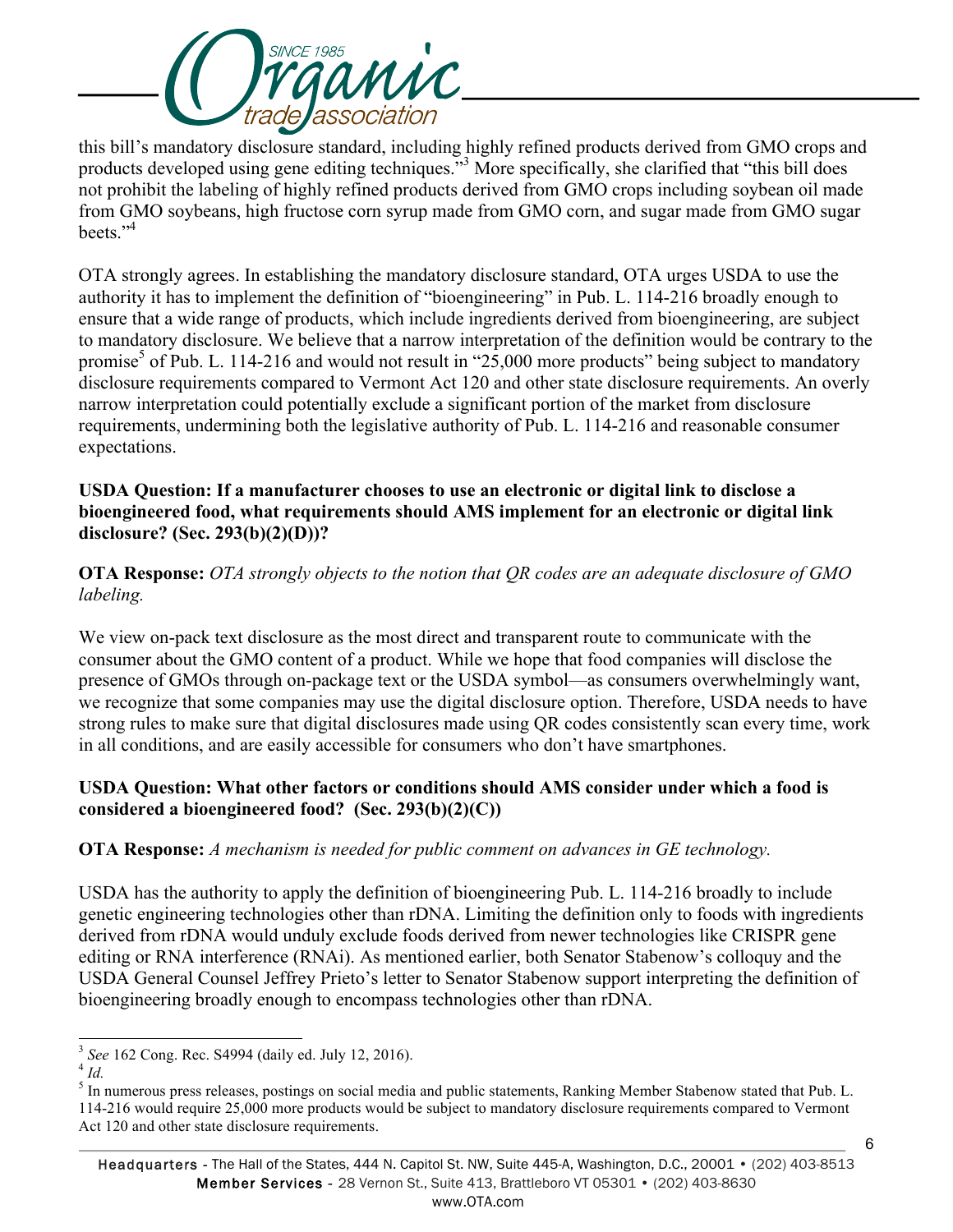this bill's mandatory disclosure standard, including highly refined products derived from GMO crops and products developed using gene editing techniques."[3] More specifically, she clarified that "this bill does not prohibit the labeling of highly refined products derived from GMO crops including soybean oil made from GMO soybeans, high fructose corn syrup made from GMO corn, and sugar made from GMO sugar beets."[4]

OTA strongly agrees. In establishing the mandatory disclosure standard, OTA urges USDA to use the authority it has to implement the definition of "bioengineering" in Pub. L. 114-216 broadly enough to ensure that a wide range of products, which include ingredients derived from bioengineering, are subject to mandatory disclosure. We believe that a narrow interpretation of the definition would be contrary to the promise[5] of Pub. L. 114-216 and would not result in "25,000 more products" being subject to mandatory disclosure requirements compared to Vermont Act 120 and other state disclosure requirements. An overly narrow interpretation could potentially exclude a significant portion of the market from disclosure requirements, undermining both the legislative authority of Pub. L. 114-216 and reasonable consumer expectations.

**USDA Question: If a manufacturer chooses to use an electronic or digital link to disclose a bioengineered food, what requirements should AMS implement for an electronic or digital link disclosure? (Sec. 293(b)(2)(D))?**

**OTA Response:** *OTA strongly objects to the notion that QR codes are an adequate disclosure of GMO labeling.*

We view on-pack text disclosure as the most direct and transparent route to communicate with the consumer about the GMO content of a product. While we hope that food companies will disclose the presence of GMOs through on-package text or the USDA symbol—as consumers overwhelmingly want, we recognize that some companies may use the digital disclosure option. Therefore, USDA needs to have strong rules to make sure that digital disclosures made using QR codes consistently scan every time, work in all conditions, and are easily accessible for consumers who don't have smartphones.

**USDA Question: What other factors or conditions should AMS consider under which a food is considered a bioengineered food? (Sec. 293(b)(2)(C))**

**OTA Response:** *A mechanism is needed for public comment on advances in GE technology.*

USDA has the authority to apply the definition of bioengineering Pub. L. 114-216 broadly to include genetic engineering technologies other than rDNA. Limiting the definition only to foods with ingredients derived from rDNA would unduly exclude foods derived from newer technologies like CRISPR gene editing or RNA interference (RNAi). As mentioned earlier, both Senator Stabenow's colloquy and the USDA General Counsel Jeffrey Prieto's letter to Senator Stabenow support interpreting the definition of bioengineering broadly enough to encompass technologies other than rDNA.

---

[3] *See* 162 Cong. Rec. S4994 (daily ed. July 12, 2016).

[4] *Id.*

[5] In numerous press releases, postings on social media and public statements, Ranking Member Stabenow stated that Pub. L. 114-216 would require 25,000 more products would be subject to mandatory disclosure requirements compared to Vermont Act 120 and other state disclosure requirements.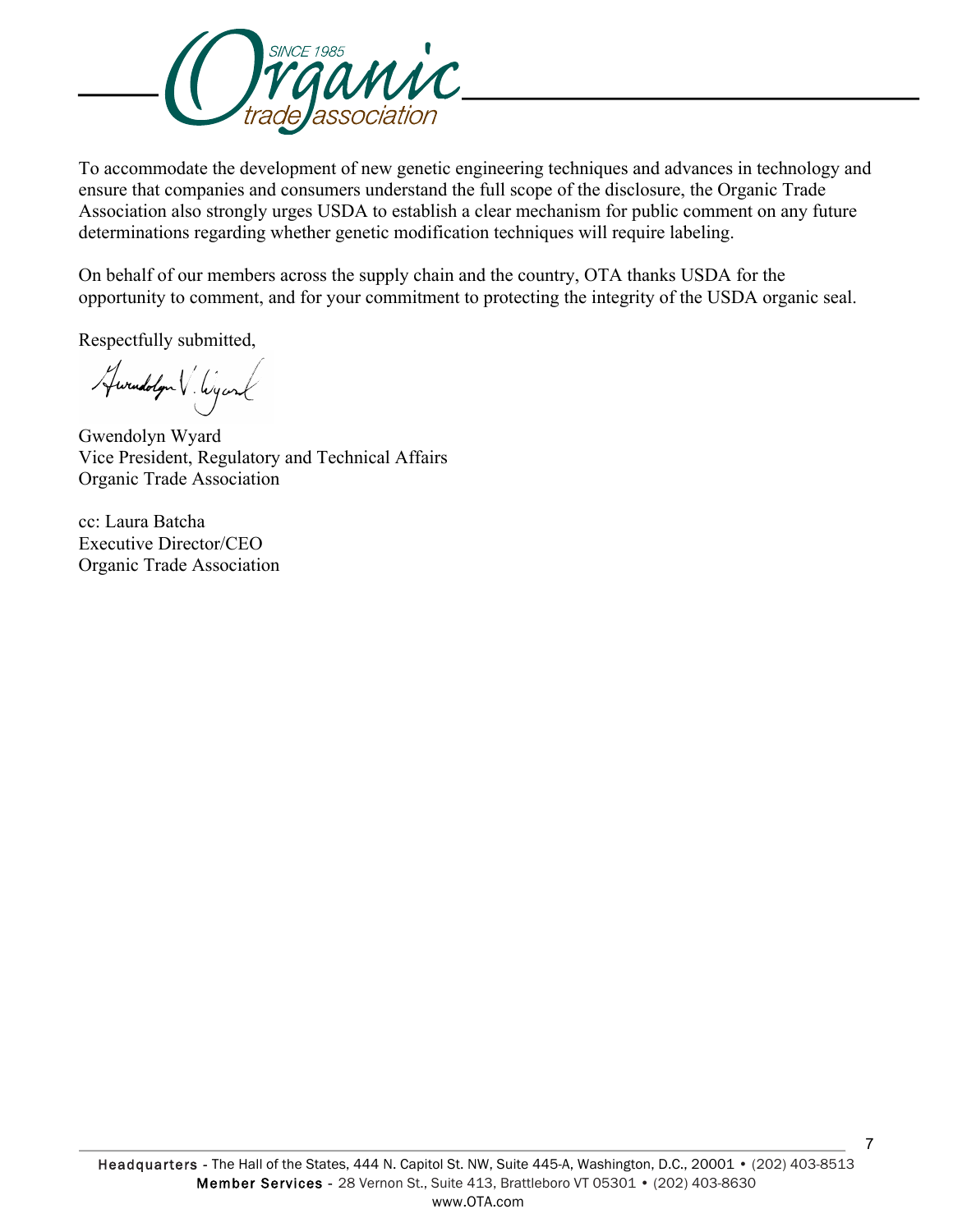To accommodate the development of new genetic engineering techniques and advances in technology and ensure that companies and consumers understand the full scope of the disclosure, the Organic Trade Association also strongly urges USDA to establish a clear mechanism for public comment on any future determinations regarding whether genetic modification techniques will require labeling.

On behalf of our members across the supply chain and the country, OTA thanks USDA for the opportunity to comment, and for your commitment to protecting the integrity of the USDA organic seal.

Respectfully submitted,

Gwendolyn Wyard
Vice President, Regulatory and Technical Affairs
Organic Trade Association

cc: Laura Batcha
Executive Director/CEO
Organic Trade Association